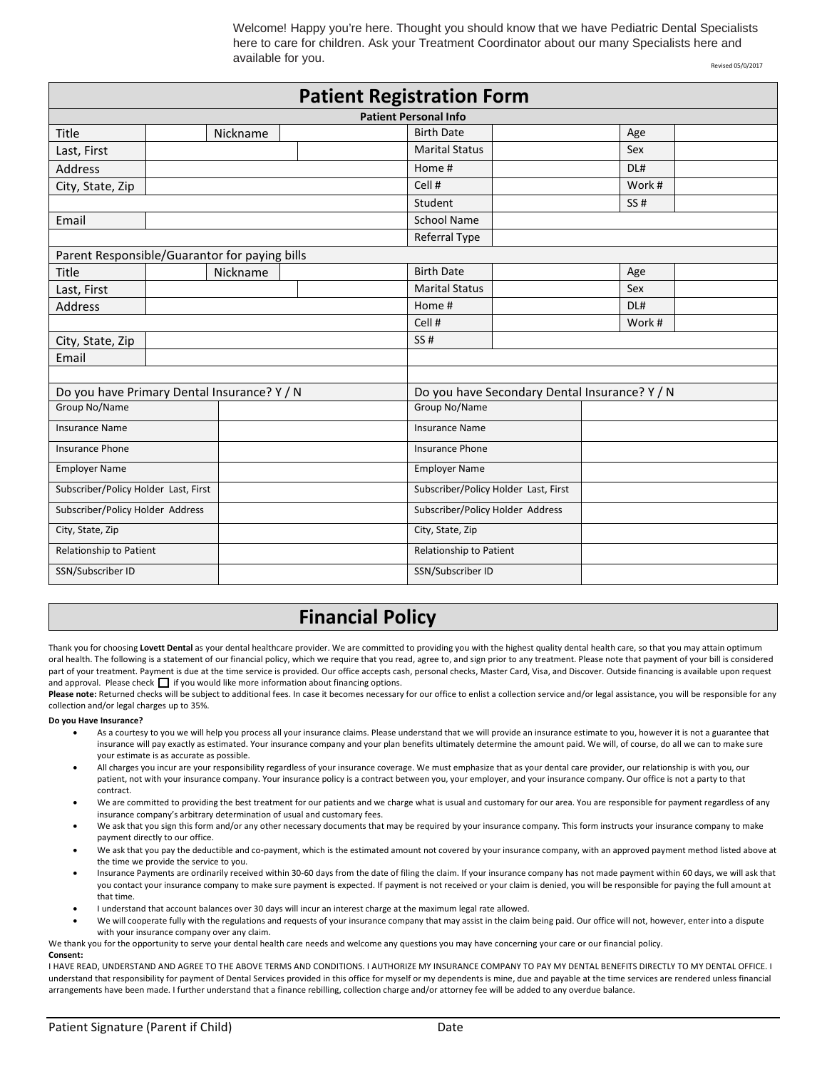Welcome! Happy you're here. Thought you should know that we have Pediatric Dental Specialists here to care for children. Ask your Treatment Coordinator about our many Specialists here and available for you.

Revised 05/0/2017

# Patient Registration Form

| Patient Personal Info | | | | | | | |
|---|---|---|---|---|---|---|---|
| Title | | Nickname | | Birth Date | | Age | |
| Last, First | | | | Marital Status | | Sex | |
| Address | | | | Home # | | DL# | |
| City, State, Zip | | | | Cell # | | Work # | |
| | | | | Student | | SS # | |
| Email | | | | School Name | | | |
| | | | | Referral Type | | | |
| Parent Responsible/Guarantor for paying bills | | | | | | | |
| Title | | Nickname | | Birth Date | | Age | |
| Last, First | | | | Marital Status | | Sex | |
| Address | | | | Home # | | DL# | |
| | | | | Cell # | | Work # | |
| City, State, Zip | | | | SS # | | | |
| Email | | | | | | | |

| Do you have Primary Dental Insurance? Y / N | | Do you have Secondary Dental Insurance? Y / N | |
|---|---|---|---|
| Group No/Name | | Group No/Name | |
| Insurance Name | | Insurance Name | |
| Insurance Phone | | Insurance Phone | |
| Employer Name | | Employer Name | |
| Subscriber/Policy Holder Last, First | | Subscriber/Policy Holder Last, First | |
| Subscriber/Policy Holder Address | | Subscriber/Policy Holder Address | |
| City, State, Zip | | City, State, Zip | |
| Relationship to Patient | | Relationship to Patient | |
| SSN/Subscriber ID | | SSN/Subscriber ID | |

# Financial Policy

Thank you for choosing **Lovett Dental** as your dental healthcare provider. We are committed to providing you with the highest quality dental health care, so that you may attain optimum oral health. The following is a statement of our financial policy, which we require that you read, agree to, and sign prior to any treatment. Please note that payment of your bill is considered part of your treatment. Payment is due at the time service is provided. Our office accepts cash, personal checks, Master Card, Visa, and Discover. Outside financing is available upon request and approval. Please check ☐ if you would like more information about financing options.

**Please note:** Returned checks will be subject to additional fees. In case it becomes necessary for our office to enlist a collection service and/or legal assistance, you will be responsible for any collection and/or legal charges up to 35%.

**Do you Have Insurance?**

- As a courtesy to you we will help you process all your insurance claims. Please understand that we will provide an insurance estimate to you, however it is not a guarantee that insurance will pay exactly as estimated. Your insurance company and your plan benefits ultimately determine the amount paid. We will, of course, do all we can to make sure your estimate is as accurate as possible.
- All charges you incur are your responsibility regardless of your insurance coverage. We must emphasize that as your dental care provider, our relationship is with you, our patient, not with your insurance company. Your insurance policy is a contract between you, your employer, and your insurance company. Our office is not a party to that contract.
- We are committed to providing the best treatment for our patients and we charge what is usual and customary for our area. You are responsible for payment regardless of any insurance company's arbitrary determination of usual and customary fees.
- We ask that you sign this form and/or any other necessary documents that may be required by your insurance company. This form instructs your insurance company to make payment directly to our office.
- We ask that you pay the deductible and co-payment, which is the estimated amount not covered by your insurance company, with an approved payment method listed above at the time we provide the service to you.
- Insurance Payments are ordinarily received within 30-60 days from the date of filing the claim. If your insurance company has not made payment within 60 days, we will ask that you contact your insurance company to make sure payment is expected. If payment is not received or your claim is denied, you will be responsible for paying the full amount at that time.
- I understand that account balances over 30 days will incur an interest charge at the maximum legal rate allowed.
- We will cooperate fully with the regulations and requests of your insurance company that may assist in the claim being paid. Our office will not, however, enter into a dispute with your insurance company over any claim.

We thank you for the opportunity to serve your dental health care needs and welcome any questions you may have concerning your care or our financial policy.

**Consent:**

I HAVE READ, UNDERSTAND AND AGREE TO THE ABOVE TERMS AND CONDITIONS. I AUTHORIZE MY INSURANCE COMPANY TO PAY MY DENTAL BENEFITS DIRECTLY TO MY DENTAL OFFICE. I understand that responsibility for payment of Dental Services provided in this office for myself or my dependents is mine, due and payable at the time services are rendered unless financial arrangements have been made. I further understand that a finance rebilling, collection charge and/or attorney fee will be added to any overdue balance.

Patient Signature (Parent if Child) _______________ Date _______________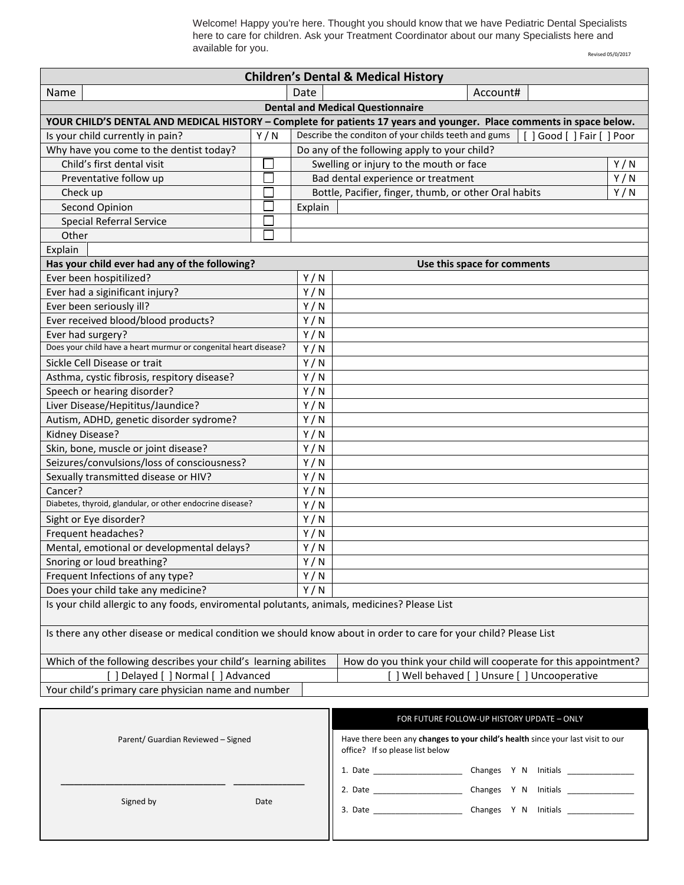Welcome! Happy you're here. Thought you should know that we have Pediatric Dental Specialists here to care for children. Ask your Treatment Coordinator about our many Specialists here and available for you.

Revised 05/0/2017

## Children's Dental & Medical History

| Name | | Date | | Account# | |
|---|---|---|---|---|---|

### Dental and Medical Questionnaire

**YOUR CHILD'S DENTAL AND MEDICAL HISTORY – Complete for patients 17 years and younger. Place comments in space below.**

| | | | |
|---|---|---|---|
| Is your child currently in pain? | Y / N | Describe the conditon of your childs teeth and gums | [ ] Good [ ] Fair [ ] Poor |
| Why have you come to the dentist today? | | Do any of the following apply to your child? | |
| Child's first dental visit | ☐ | Swelling or injury to the mouth or face | Y / N |
| Preventative follow up | ☐ | Bad dental experience or treatment | Y / N |
| Check up | ☐ | Bottle, Pacifier, finger, thumb, or other Oral habits | Y / N |
| Second Opinion | ☐ | Explain | |
| Special Referral Service | ☐ | | |
| Other | ☐ | | |
| Explain | | | |

| Has your child ever had any of the following? | | Use this space for comments |
|---|---|---|
| Ever been hospitilized? | Y / N | |
| Ever had a siginificant injury? | Y / N | |
| Ever been seriously ill? | Y / N | |
| Ever received blood/blood products? | Y / N | |
| Ever had surgery? | Y / N | |
| Does your child have a heart murmur or congenital heart disease? | Y / N | |
| Sickle Cell Disease or trait | Y / N | |
| Asthma, cystic fibrosis, respitory disease? | Y / N | |
| Speech or hearing disorder? | Y / N | |
| Liver Disease/Hepititus/Jaundice? | Y / N | |
| Autism, ADHD, genetic disorder sydrome? | Y / N | |
| Kidney Disease? | Y / N | |
| Skin, bone, muscle or joint disease? | Y / N | |
| Seizures/convulsions/loss of consciousness? | Y / N | |
| Sexually transmitted disease or HIV? | Y / N | |
| Cancer? | Y / N | |
| Diabetes, thyroid, glandular, or other endocrine disease? | Y / N | |
| Sight or Eye disorder? | Y / N | |
| Frequent headaches? | Y / N | |
| Mental, emotional or developmental delays? | Y / N | |
| Snoring or loud breathing? | Y / N | |
| Frequent Infections of any type? | Y / N | |
| Does your child take any medicine? | Y / N | |

Is your child allergic to any foods, enviromental polutants, animals, medicines? Please List

Is there any other disease or medical condition we should know about in order to care for your child? Please List

| Which of the following describes your child's learning abilites | How do you think your child will cooperate for this appointment? |
|---|---|
| [ ] Delayed [ ] Normal [ ] Advanced | [ ] Well behaved [ ] Unsure [ ] Uncooperative |
| Your child's primary care physician name and number | |

Parent/ Guardian Reviewed – Signed

______________________________ ______________

Signed by Date

FOR FUTURE FOLLOW-UP HISTORY UPDATE – ONLY

Have there been any **changes to your child's health** since your last visit to our office? If so please list below

1. Date ____________________ Changes Y N Initials _______________
2. Date ____________________ Changes Y N Initials _______________
3. Date ____________________ Changes Y N Initials _______________